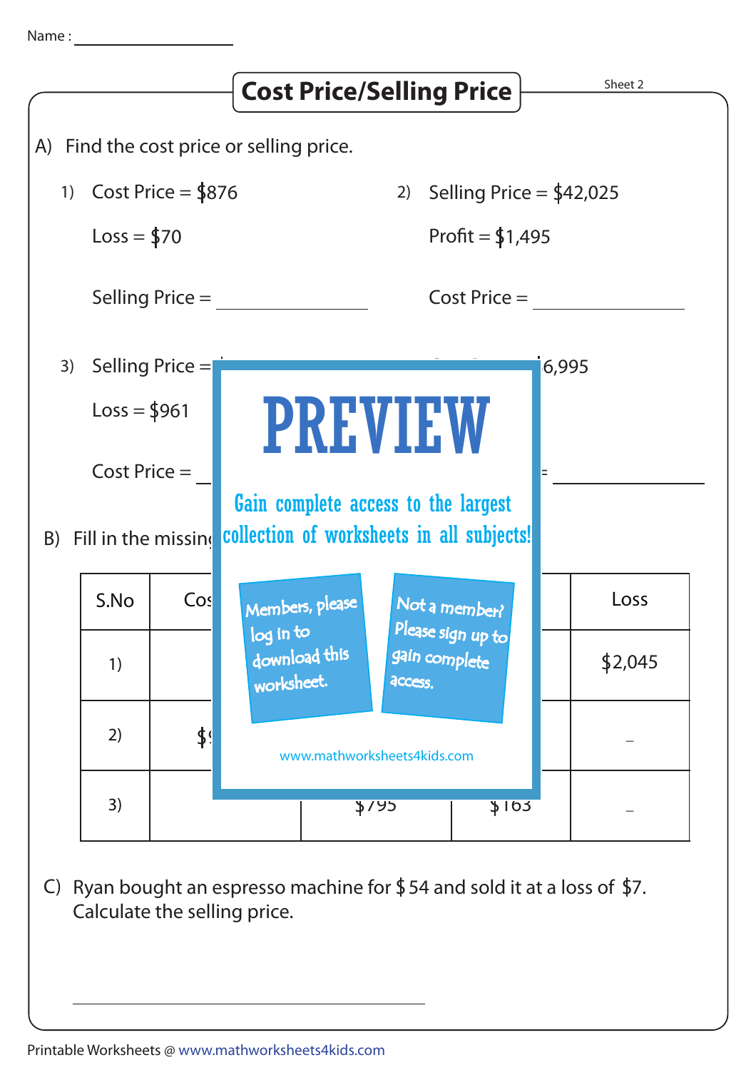Name : ____________________

# Cost Price/Selling Price

Sheet 2

A) Find the cost price or selling price.

1) Cost Price = $876

Loss = $70

Selling Price = ____________

2) Selling Price = $42,025

Profit = $1,495

Cost Price = ____________

3) Selling Price =

Loss = $961

Cost Price = ____________

6,995

= ____________

PREVIEW

Gain complete access to the largest collection of worksheets in all subjects!

Members, please log in to download this worksheet.

Not a member? Please sign up to gain complete access.

www.mathworksheets4kids.com

B) Fill in the missing

| S.No | Cos | | | Loss |
|---|---|---|---|---|
| 1) | | | | $2,045 |
| 2) | $9 | | | – |
| 3) | | $795 | $163 | – |

C) Ryan bought an espresso machine for $54 and sold it at a loss of $7. Calculate the selling price.

____________________________________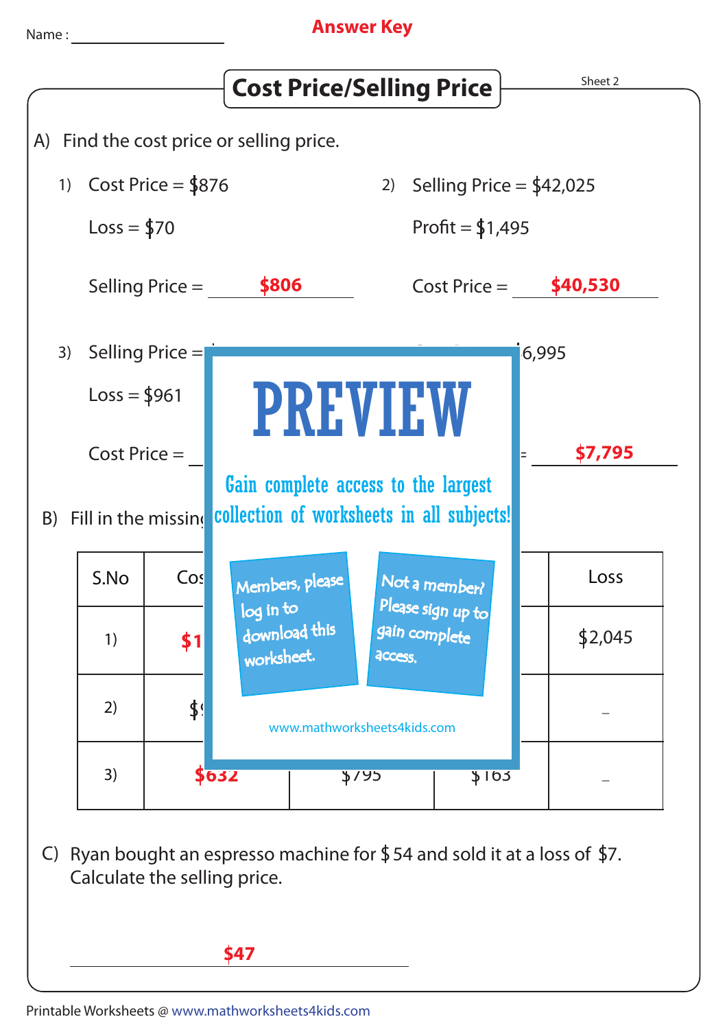Name : ______________

**Answer Key**

# Cost Price/Selling Price

Sheet 2

A) Find the cost price or selling price.

1) Cost Price = $876

Loss = $70

Selling Price = **$806**

2) Selling Price = $42,025

Profit = $1,495

Cost Price = **$40,530**

3) Selling Price =

Loss = $961

Cost Price =

6,995

= **$7,795**

PREVIEW

Gain complete access to the largest collection of worksheets in all subjects!

Members, please log in to download this worksheet.

Not a member? Please sign up to gain complete access.

www.mathworksheets4kids.com

B) Fill in the missin

| S.No | Cos | | | Loss |
|---|---|---|---|---|
| 1) | **$1** | | | $2,045 |
| 2) | $ | | | – |
| 3) | **$632** | $795 | $163 | – |

C) Ryan bought an espresso machine for $ 54 and sold it at a loss of $7. Calculate the selling price.

**$47**

Printable Worksheets @ www.mathworksheets4kids.com